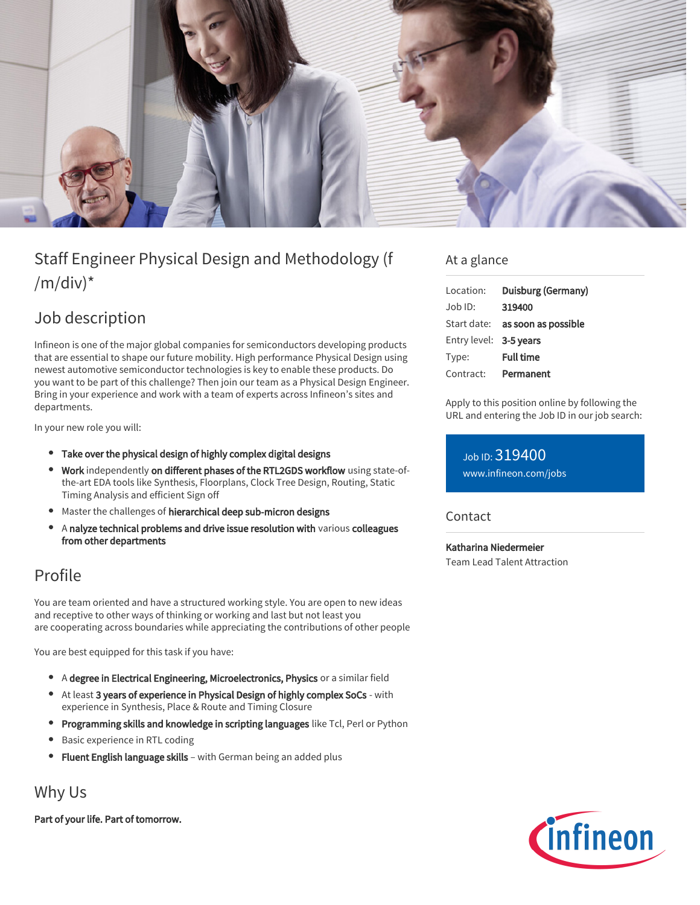# Staff Engineer Physical Design and Methodology (f /m/div)*

## Job description

Infineon is one of the major global companies for semiconductors developing products that are essential to shape our future mobility. High performance Physical Design using newest automotive semiconductor technologies is key to enable these products. Do you want to be part of this challenge? Then join our team as a Physical Design Engineer. Bring in your experience and work with a team of experts across Infineon's sites and departments.

In your new role you will:

- **Take over the physical design of highly complex digital designs**
- **Work** independently **on different phases of the RTL2GDS workflow** using state-of-the-art EDA tools like Synthesis, Floorplans, Clock Tree Design, Routing, Static Timing Analysis and efficient Sign off
- Master the challenges of **hierarchical deep sub-micron designs**
- A **nalyze technical problems and drive issue resolution with** various **colleagues from other departments**

## Profile

You are team oriented and have a structured working style. You are open to new ideas and receptive to other ways of thinking or working and last but not least you are cooperating across boundaries while appreciating the contributions of other people

You are best equipped for this task if you have:

- A **degree in Electrical Engineering, Microelectronics, Physics** or a similar field
- At least **3 years of experience in Physical Design of highly complex SoCs** - with experience in Synthesis, Place & Route and Timing Closure
- **Programming skills and knowledge in scripting languages** like Tcl, Perl or Python
- Basic experience in RTL coding
- **Fluent English language skills** – with German being an added plus

## Why Us

**Part of your life. Part of tomorrow.**

## At a glance

| | |
|---|---|
| Location: | **Duisburg (Germany)** |
| Job ID: | **319400** |
| Start date: | **as soon as possible** |
| Entry level: | **3-5 years** |
| Type: | **Full time** |
| Contract: | **Permanent** |

Apply to this position online by following the URL and entering the Job ID in our job search:

Job ID: 319400
www.infineon.com/jobs

## Contact

**Katharina Niedermeier**
Team Lead Talent Attraction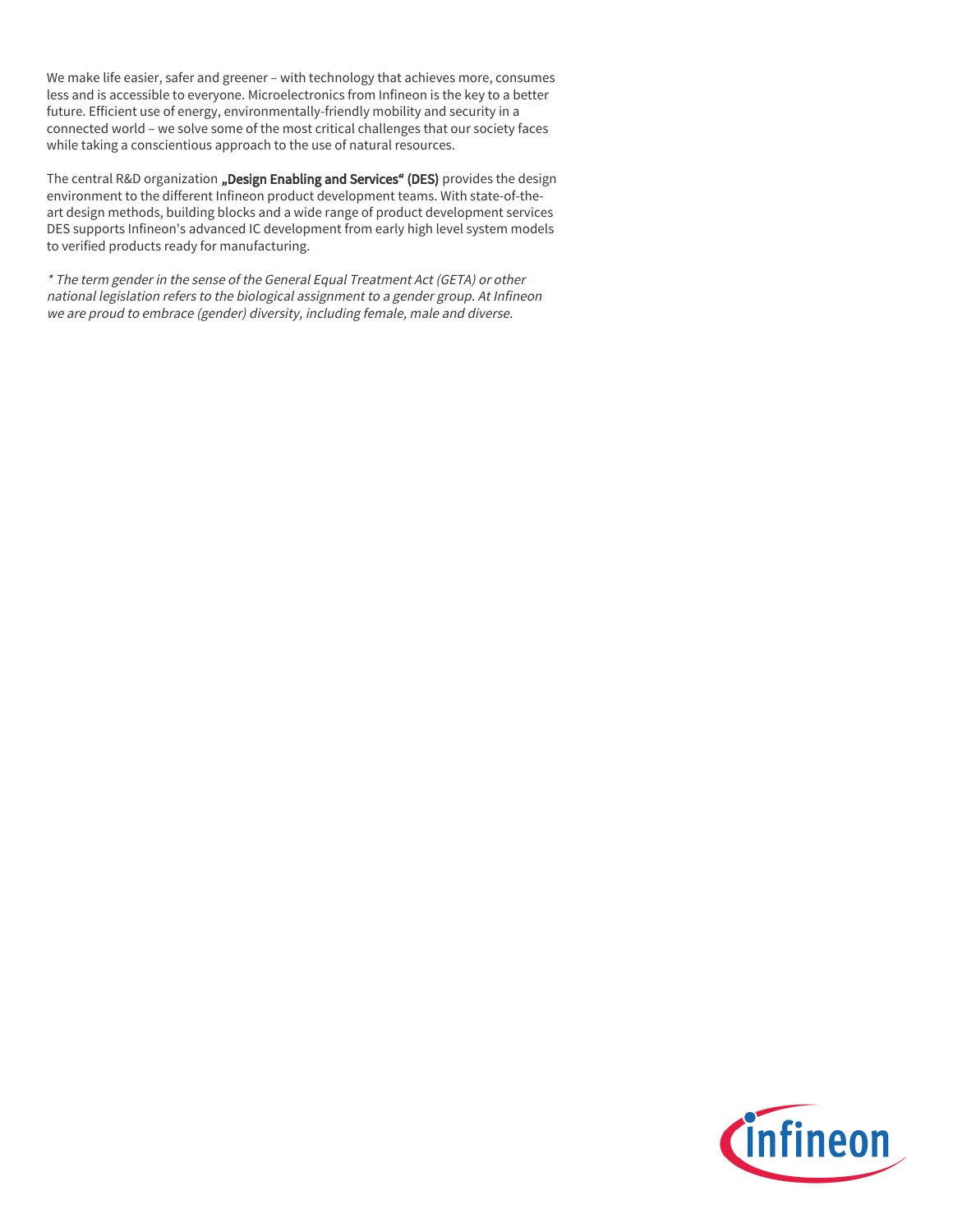We make life easier, safer and greener – with technology that achieves more, consumes less and is accessible to everyone. Microelectronics from Infineon is the key to a better future. Efficient use of energy, environmentally-friendly mobility and security in a connected world – we solve some of the most critical challenges that our society faces while taking a conscientious approach to the use of natural resources.

The central R&D organization **„Design Enabling and Services“ (DES)** provides the design environment to the different Infineon product development teams. With state-of-the-art design methods, building blocks and a wide range of product development services DES supports Infineon's advanced IC development from early high level system models to verified products ready for manufacturing.

*\* The term gender in the sense of the General Equal Treatment Act (GETA) or other national legislation refers to the biological assignment to a gender group. At Infineon we are proud to embrace (gender) diversity, including female, male and diverse.*